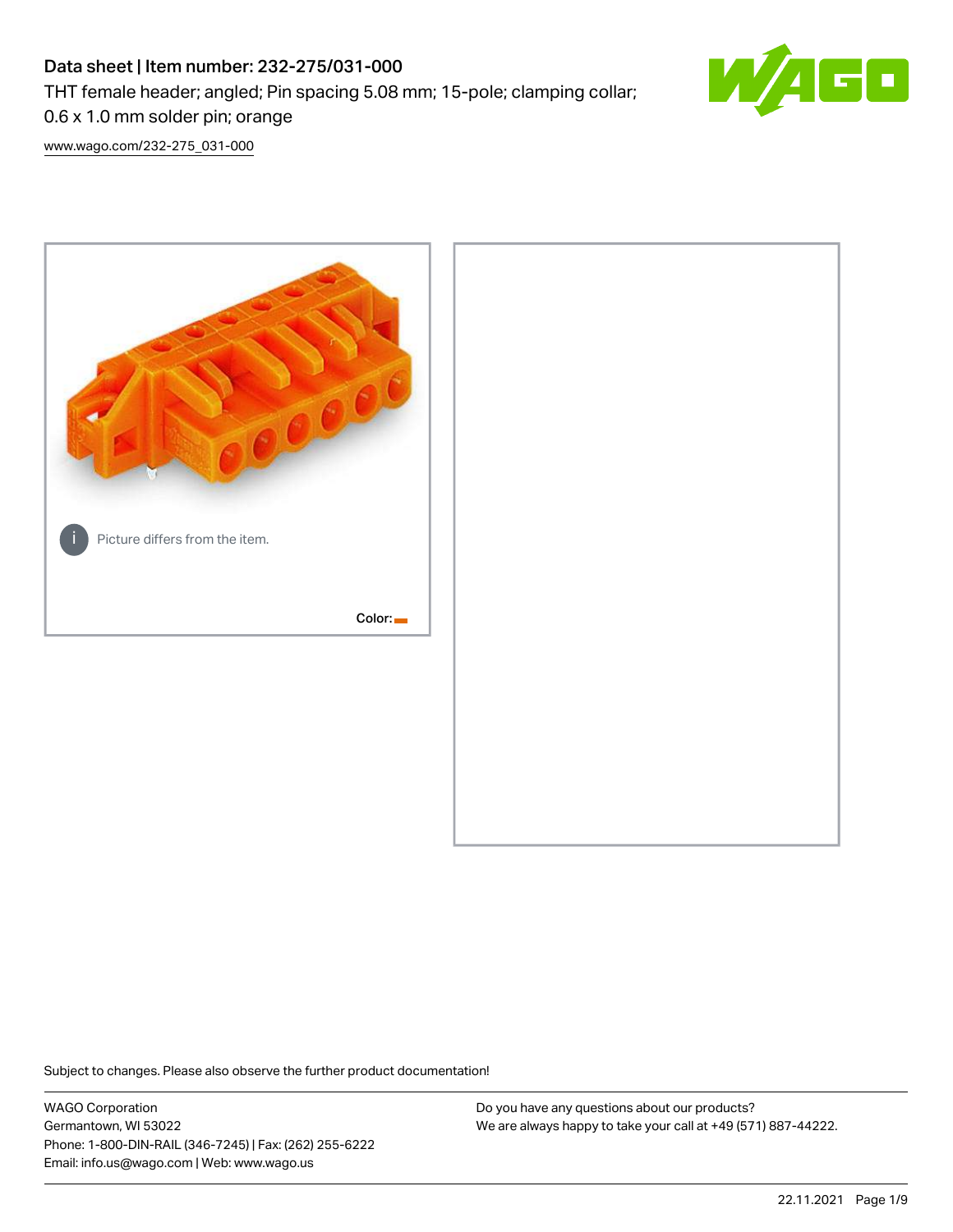# Data sheet | Item number: 232-275/031-000

THT female header; angled; Pin spacing 5.08 mm; 15-pole; clamping collar; 0.6 x 1.0 mm solder pin; orange

www.wago.com/232-275_031-000

Picture differs from the item.

Color:

Subject to changes. Please also observe the further product documentation!

WAGO Corporation
Germantown, WI 53022
Phone: 1-800-DIN-RAIL (346-7245) | Fax: (262) 255-6222
Email: info.us@wago.com | Web: www.wago.us

Do you have any questions about our products?
We are always happy to take your call at +49 (571) 887-44222.

22.11.2021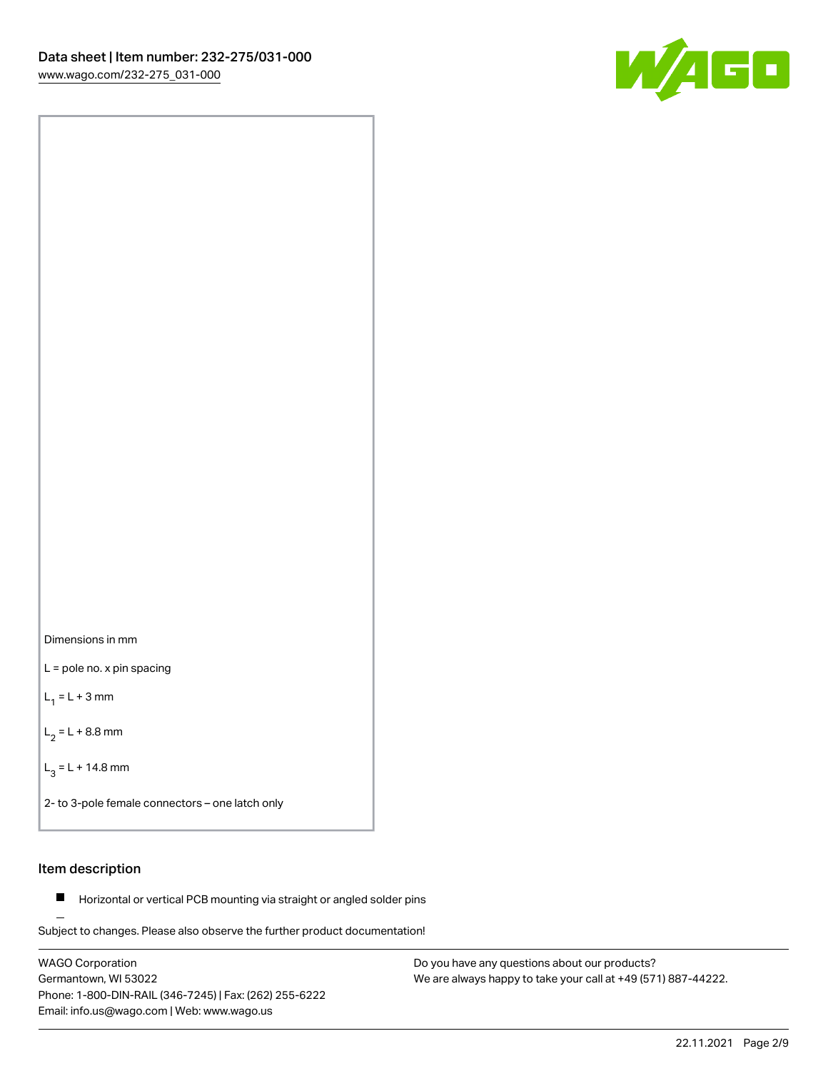Dimensions in mm

L = pole no. x pin spacing

$L_1$ = L + 3 mm

$L_2$ = L + 8.8 mm

$L_3$ = L + 14.8 mm

2- to 3-pole female connectors – one latch only

## Item description

- Horizontal or vertical PCB mounting via straight or angled solder pins

Subject to changes. Please also observe the further product documentation!

WAGO Corporation
Germantown, WI 53022
Phone: 1-800-DIN-RAIL (346-7245) | Fax: (262) 255-6222
Email: info.us@wago.com | Web: www.wago.us

Do you have any questions about our products?
We are always happy to take your call at +49 (571) 887-44222.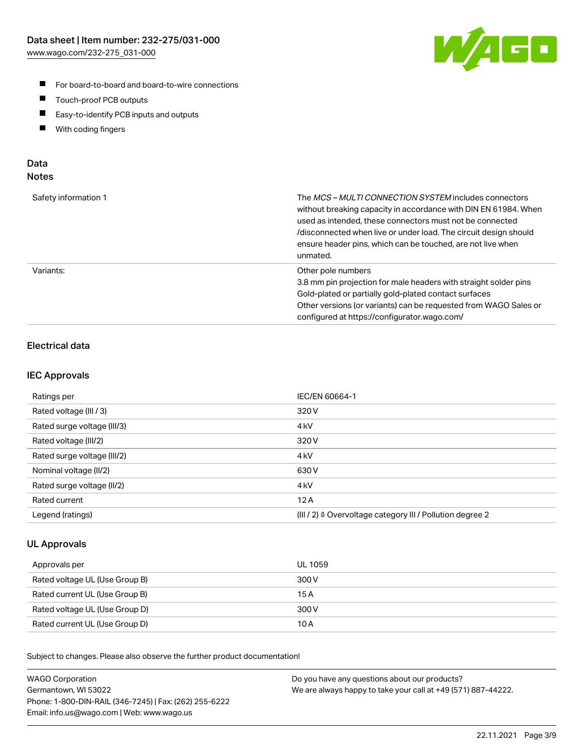- For board-to-board and board-to-wire connections
- Touch-proof PCB outputs
- Easy-to-identify PCB inputs and outputs
- With coding fingers

## Data
## Notes

| | |
|---|---|
| Safety information 1 | The *MCS – MULTI CONNECTION SYSTEM* includes connectors without breaking capacity in accordance with DIN EN 61984. When used as intended, these connectors must not be connected /disconnected when live or under load. The circuit design should ensure header pins, which can be touched, are not live when unmated. |
| Variants: | Other pole numbers<br>3.8 mm pin projection for male headers with straight solder pins<br>Gold-plated or partially gold-plated contact surfaces<br>Other versions (or variants) can be requested from WAGO Sales or configured at https://configurator.wago.com/ |

### Electrical data

### IEC Approvals

| | |
|---|---|
| Ratings per | IEC/EN 60664-1 |
| Rated voltage (III / 3) | 320 V |
| Rated surge voltage (III/3) | 4 kV |
| Rated voltage (III/2) | 320 V |
| Rated surge voltage (III/2) | 4 kV |
| Nominal voltage (II/2) | 630 V |
| Rated surge voltage (II/2) | 4 kV |
| Rated current | 12 A |
| Legend (ratings) | (III / 2) ≙ Overvoltage category III / Pollution degree 2 |

### UL Approvals

| | |
|---|---|
| Approvals per | UL 1059 |
| Rated voltage UL (Use Group B) | 300 V |
| Rated current UL (Use Group B) | 15 A |
| Rated voltage UL (Use Group D) | 300 V |
| Rated current UL (Use Group D) | 10 A |

Subject to changes. Please also observe the further product documentation!

WAGO Corporation
Germantown, WI 53022
Phone: 1-800-DIN-RAIL (346-7245) | Fax: (262) 255-6222
Email: info.us@wago.com | Web: www.wago.us

Do you have any questions about our products?
We are always happy to take your call at +49 (571) 887-44222.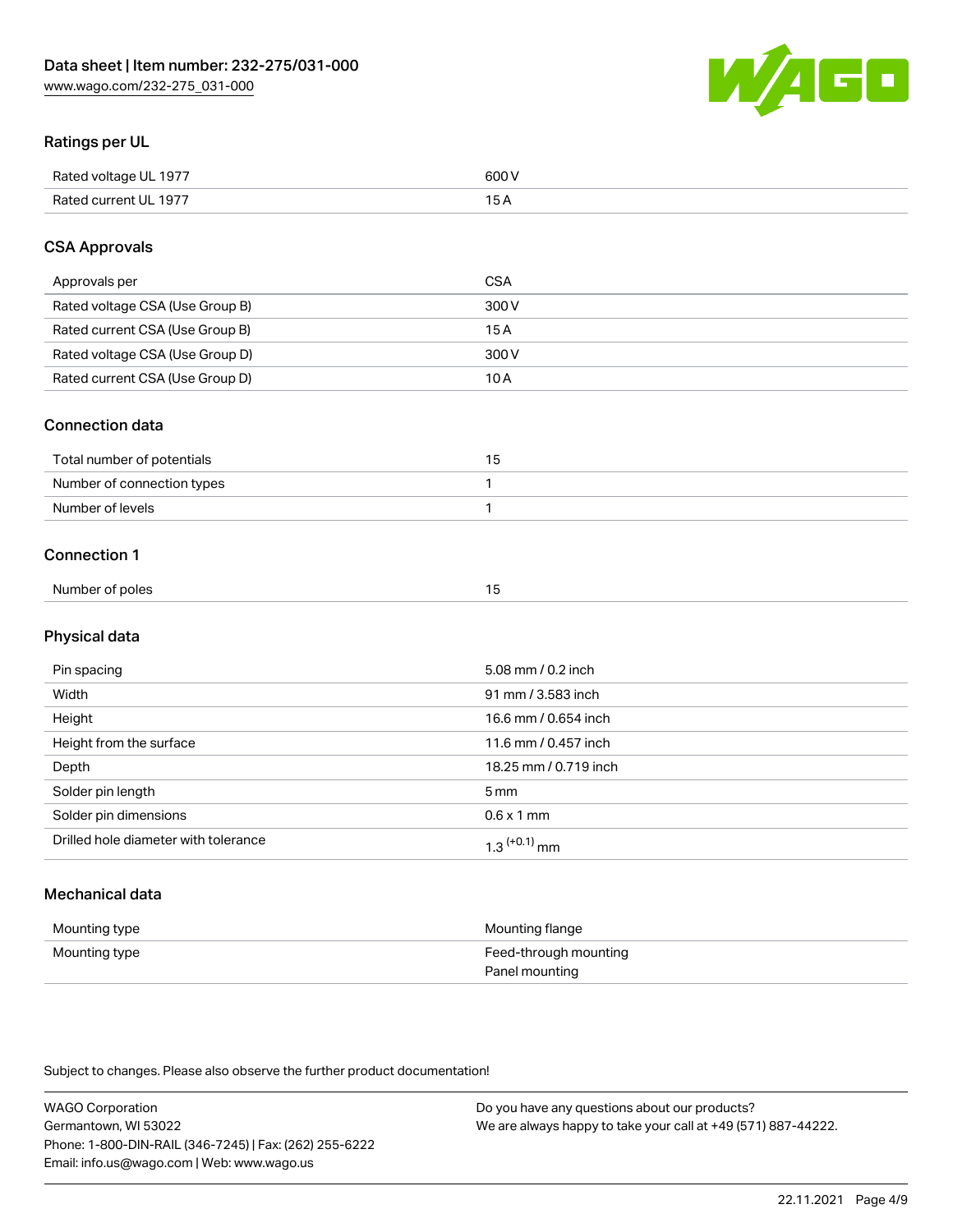## Ratings per UL

| | |
|---|---|
| Rated voltage UL 1977 | 600 V |
| Rated current UL 1977 | 15 A |

## CSA Approvals

| | |
|---|---|
| Approvals per | CSA |
| Rated voltage CSA (Use Group B) | 300 V |
| Rated current CSA (Use Group B) | 15 A |
| Rated voltage CSA (Use Group D) | 300 V |
| Rated current CSA (Use Group D) | 10 A |

## Connection data

| | |
|---|---|
| Total number of potentials | 15 |
| Number of connection types | 1 |
| Number of levels | 1 |

## Connection 1

| | |
|---|---|
| Number of poles | 15 |

## Physical data

| | |
|---|---|
| Pin spacing | 5.08 mm / 0.2 inch |
| Width | 91 mm / 3.583 inch |
| Height | 16.6 mm / 0.654 inch |
| Height from the surface | 11.6 mm / 0.457 inch |
| Depth | 18.25 mm / 0.719 inch |
| Solder pin length | 5 mm |
| Solder pin dimensions | 0.6 x 1 mm |
| Drilled hole diameter with tolerance | $1.3^{(+0.1)}$ mm |

## Mechanical data

| | |
|---|---|
| Mounting type | Mounting flange |
| Mounting type | Feed-through mounting<br>Panel mounting |

Subject to changes. Please also observe the further product documentation!

WAGO Corporation
Germantown, WI 53022
Phone: 1-800-DIN-RAIL (346-7245) | Fax: (262) 255-6222
Email: info.us@wago.com | Web: www.wago.us

Do you have any questions about our products?
We are always happy to take your call at +49 (571) 887-44222.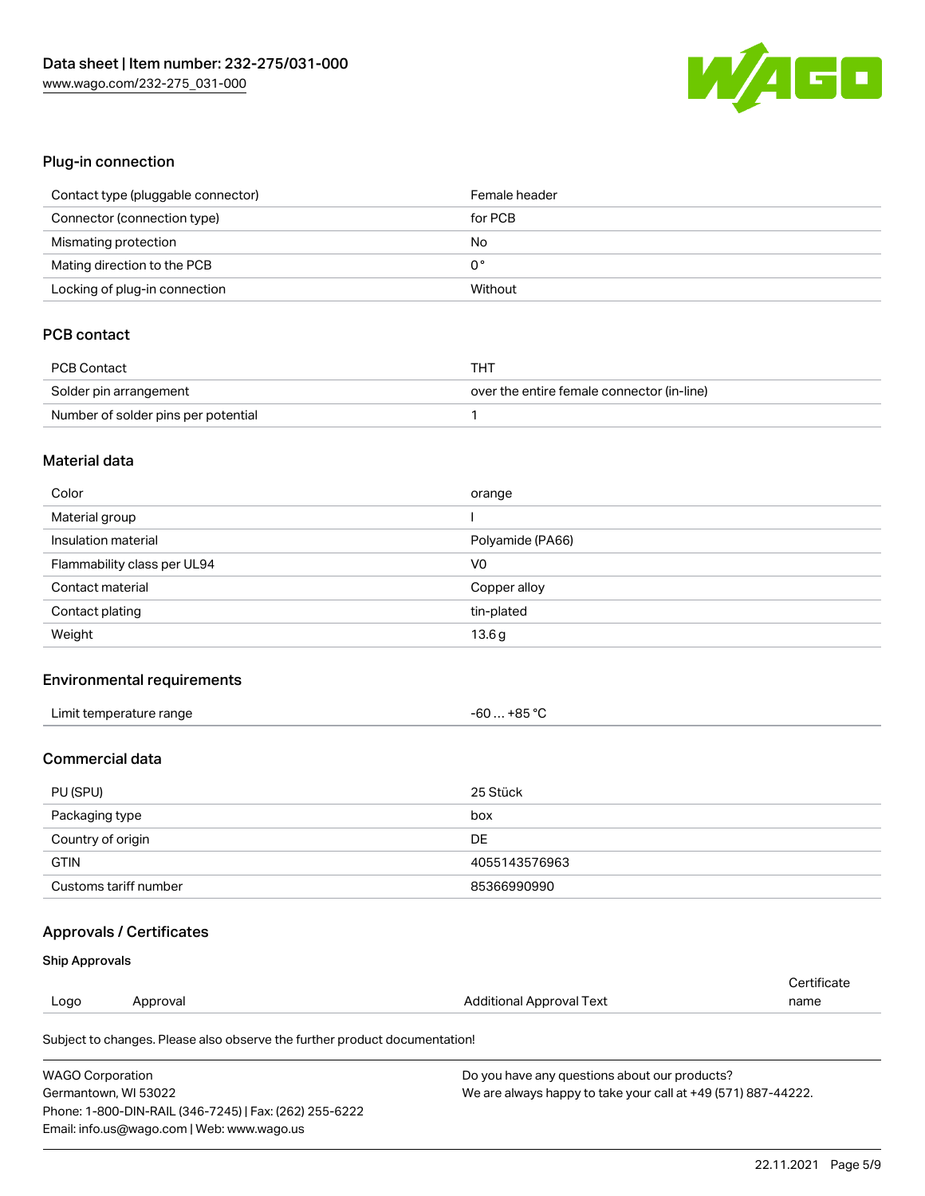## Plug-in connection

| | |
|---|---|
| Contact type (pluggable connector) | Female header |
| Connector (connection type) | for PCB |
| Mismating protection | No |
| Mating direction to the PCB | 0 ° |
| Locking of plug-in connection | Without |

## PCB contact

| | |
|---|---|
| PCB Contact | THT |
| Solder pin arrangement | over the entire female connector (in-line) |
| Number of solder pins per potential | 1 |

## Material data

| | |
|---|---|
| Color | orange |
| Material group | I |
| Insulation material | Polyamide (PA66) |
| Flammability class per UL94 | V0 |
| Contact material | Copper alloy |
| Contact plating | tin-plated |
| Weight | 13.6 g |

## Environmental requirements

| | |
|---|---|
| Limit temperature range | -60 … +85 °C |

## Commercial data

| | |
|---|---|
| PU (SPU) | 25 Stück |
| Packaging type | box |
| Country of origin | DE |
| GTIN | 4055143576963 |
| Customs tariff number | 85366990990 |

## Approvals / Certificates

### Ship Approvals

| Logo | Approval | Additional Approval Text | Certificate name |
|---|---|---|---|

Subject to changes. Please also observe the further product documentation!

WAGO Corporation
Germantown, WI 53022
Phone: 1-800-DIN-RAIL (346-7245) | Fax: (262) 255-6222
Email: info.us@wago.com | Web: www.wago.us

Do you have any questions about our products?
We are always happy to take your call at +49 (571) 887-44222.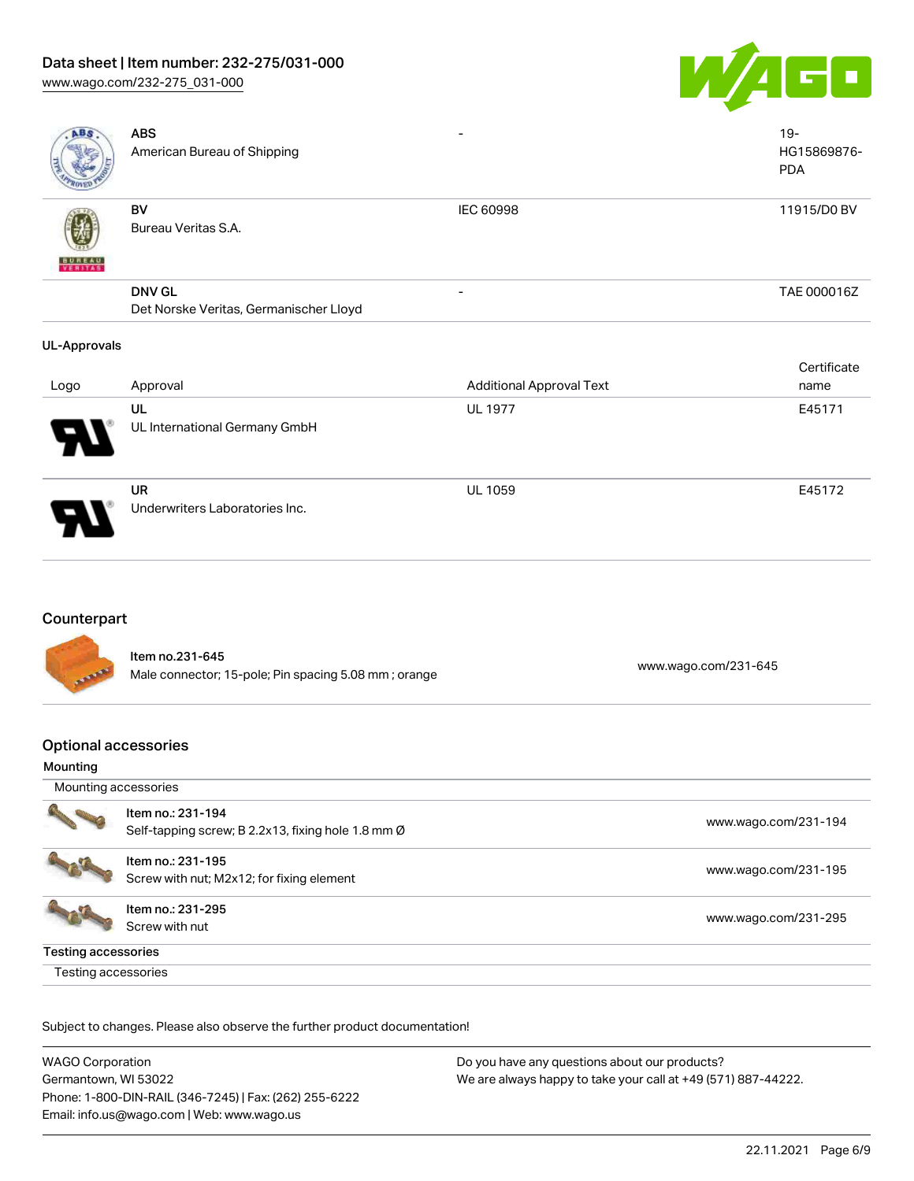| | | | |
|---|---|---|---|
| | **ABS**<br>American Bureau of Shipping | - | 19-HG15869876-PDA |
| | **BV**<br>Bureau Veritas S.A. | IEC 60998 | 11915/D0 BV |
| | **DNV GL**<br>Det Norske Veritas, Germanischer Lloyd | - | TAE 000016Z |

**UL-Approvals**

| Logo | Approval | Additional Approval Text | Certificate name |
|---|---|---|---|
| | **UL**<br>UL International Germany GmbH | UL 1977 | E45171 |
| | **UR**<br>Underwriters Laboratories Inc. | UL 1059 | E45172 |

## Counterpart

| | | |
|---|---|---|
| | Item no.231-645<br>Male connector; 15-pole; Pin spacing 5.08 mm ; orange | www.wago.com/231-645 |

## Optional accessories

**Mounting**

| Mounting accessories | | |
|---|---|---|
| | Item no.: 231-194<br>Self-tapping screw; B 2.2x13, fixing hole 1.8 mm Ø | www.wago.com/231-194 |
| | Item no.: 231-195<br>Screw with nut; M2x12; for fixing element | www.wago.com/231-195 |
| | Item no.: 231-295<br>Screw with nut | www.wago.com/231-295 |

**Testing accessories**

Testing accessories

Subject to changes. Please also observe the further product documentation!

WAGO Corporation
Germantown, WI 53022
Phone: 1-800-DIN-RAIL (346-7245) | Fax: (262) 255-6222
Email: info.us@wago.com | Web: www.wago.us

Do you have any questions about our products?
We are always happy to take your call at +49 (571) 887-44222.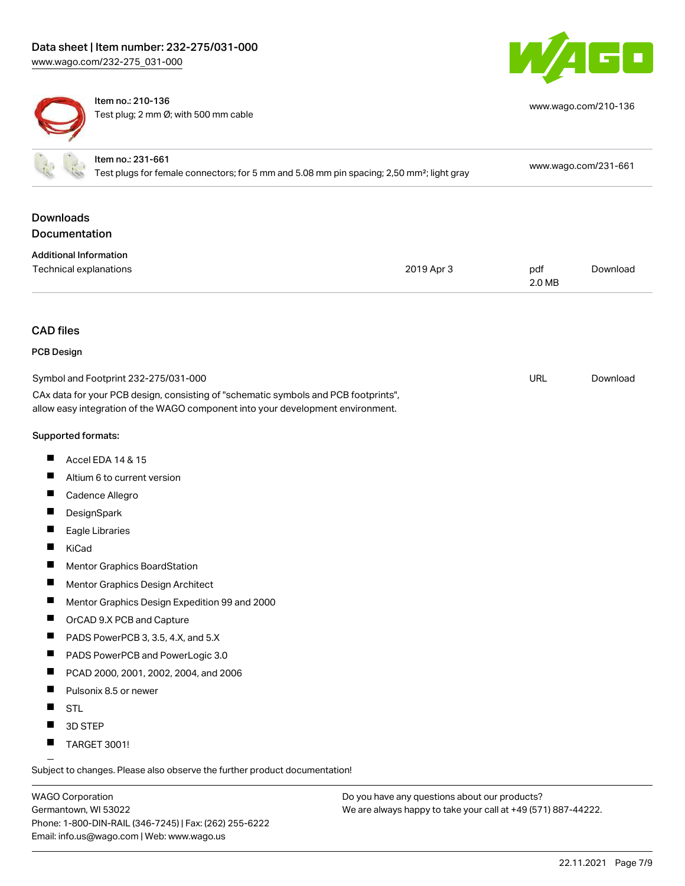| Item no.: 210-136<br>Test plug; 2 mm Ø; with 500 mm cable | www.wago.com/210-136 |
| --- | --- |
| Item no.: 231-661<br>Test plugs for female connectors; for 5 mm and 5.08 mm pin spacing; 2,50 mm²; light gray | www.wago.com/231-661 |

## Downloads

### Documentation

**Additional Information**

| Technical explanations | 2019 Apr 3 | pdf<br>2.0 MB | Download |
| --- | --- | --- | --- |

### CAD files

**PCB Design**

| Symbol and Footprint 232-275/031-000 | URL | Download |
| --- | --- | --- |

CAx data for your PCB design, consisting of "schematic symbols and PCB footprints", allow easy integration of the WAGO component into your development environment.

**Supported formats:**

- Accel EDA 14 & 15
- Altium 6 to current version
- Cadence Allegro
- DesignSpark
- Eagle Libraries
- KiCad
- Mentor Graphics BoardStation
- Mentor Graphics Design Architect
- Mentor Graphics Design Expedition 99 and 2000
- OrCAD 9.X PCB and Capture
- PADS PowerPCB 3, 3.5, 4.X, and 5.X
- PADS PowerPCB and PowerLogic 3.0
- PCAD 2000, 2001, 2002, 2004, and 2006
- Pulsonix 8.5 or newer
- STL
- 3D STEP
- TARGET 3001!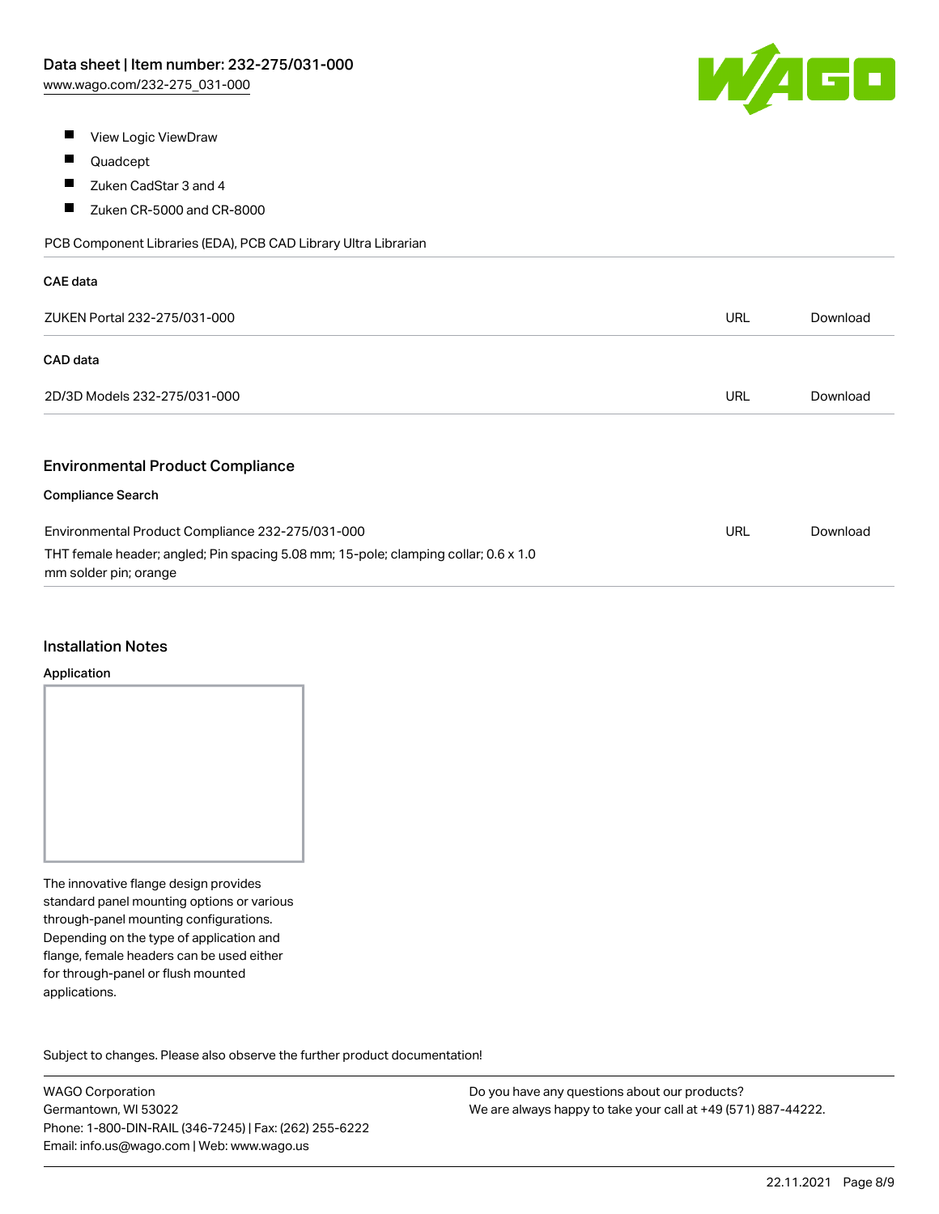- View Logic ViewDraw
- Quadcept
- Zuken CadStar 3 and 4
- Zuken CR-5000 and CR-8000

PCB Component Libraries (EDA), PCB CAD Library Ultra Librarian

**CAE data**

| | | |
|---|---|---|
| ZUKEN Portal 232-275/031-000 | URL | Download |

**CAD data**

| | | |
|---|---|---|
| 2D/3D Models 232-275/031-000 | URL | Download |

## Environmental Product Compliance

**Compliance Search**

| | | |
|---|---|---|
| Environmental Product Compliance 232-275/031-000<br>THT female header; angled; Pin spacing 5.08 mm; 15-pole; clamping collar; 0.6 x 1.0 mm solder pin; orange | URL | Download |

## Installation Notes

**Application**

The innovative flange design provides standard panel mounting options or various through-panel mounting configurations. Depending on the type of application and flange, female headers can be used either for through-panel or flush mounted applications.

Subject to changes. Please also observe the further product documentation!

WAGO Corporation
Germantown, WI 53022
Phone: 1-800-DIN-RAIL (346-7245) | Fax: (262) 255-6222
Email: info.us@wago.com | Web: www.wago.us

Do you have any questions about our products?
We are always happy to take your call at +49 (571) 887-44222.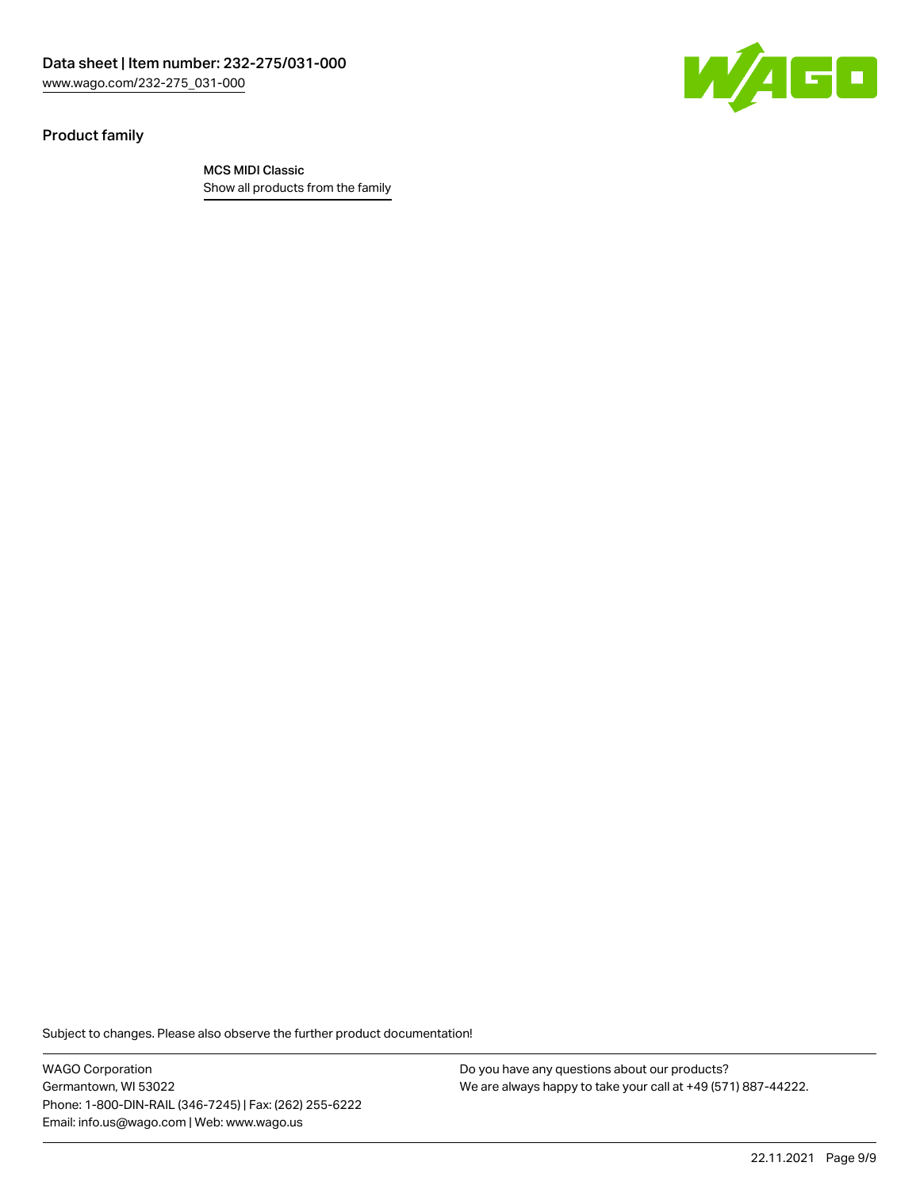## Product family

**MCS MIDI Classic**
Show all products from the family